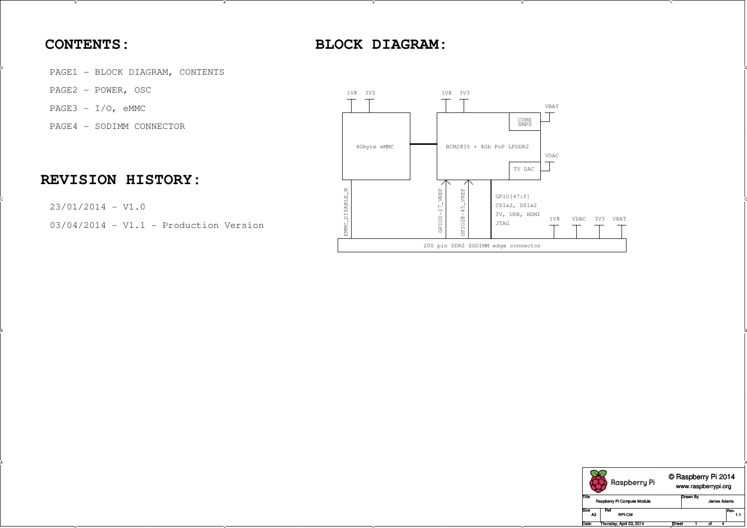# CONTENTS:

- PAGE1 - BLOCK DIAGRAM, CONTENTS
- PAGE2 - POWER, OSC
- PAGE3 - I/O, eMMC
- PAGE4 - SODIMM CONNECTOR

# REVISION HISTORY:

- 23/01/2014 - V1.0
- 03/04/2014 - V1.1 - Production Version

# BLOCK DIAGRAM:

1V8 3V3

1V8 3V3

VBAT

4Gbyte eMMC

BCM2835 + 4Gb PoP LPDDR2

CORE SMPS

VDAC

TV DAC

EMMC_DISABLE_N

GPIO0-27_VREF

GPIO28-45_VREF

GPIO[47:0]
CSIx2, DSIx2
TV, USB, HDMI
JTAG

1V8 VDAC 3V3 VBAT

200 pin DDR2 SODIMM edge connector

| | |
|---|---|
| Raspberry Pi | © Raspberry Pi 2014 www.raspberrypi.org |
| Title: Raspberry Pi Compute Module | Drawn By: James Adams |
| Size: A3 | Ref: RPI-CM |
| Rev: 1.1 | |
| Date: Thursday, April 03, 2014 | Sheet 1 of 4 |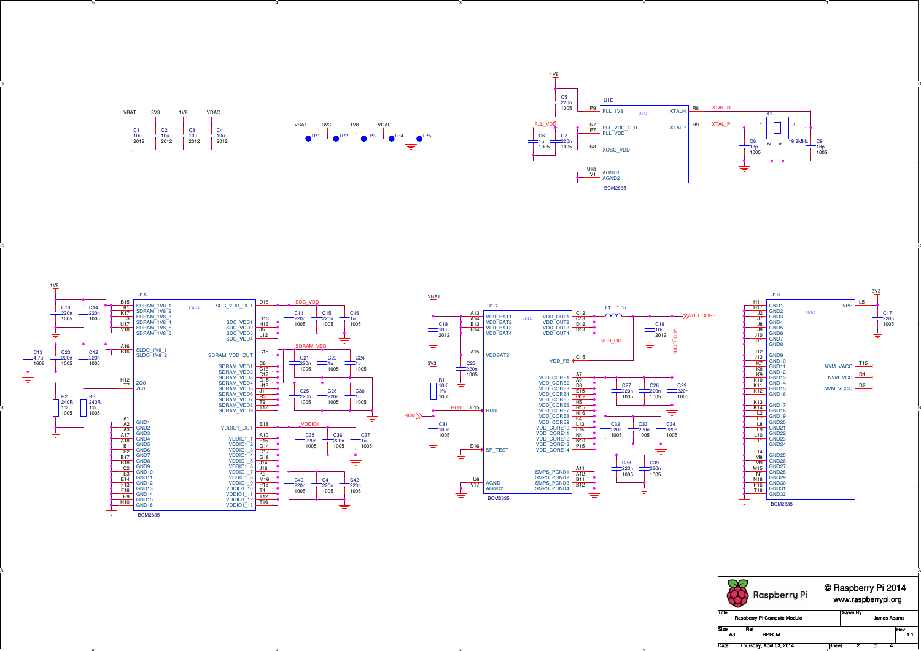# Raspberry Pi Compute Module – Schematic (Sheet 2 of 4)

## Bulk decoupling

| Ref | Net | Value | Package |
|---|---|---|---|
| C1 | VBAT | 10u | 2012 |
| C2 | 3V3 | 10u | 2012 |
| C3 | 1V8 | 10u | 2012 |
| C4 | VDAC | 10u | 2012 |

## Test points

| Ref | Net |
|---|---|
| TP1 | VBAT |
| TP2 | 3V3 |
| TP3 | 1V8 |
| TP4 | VDAC |
| TP5 | GND |

## U1D – BCM2835 (OSC)

| Pin | Name | Net |
|---|---|---|
| P9 | PLL_1V8 | 1V8 (C5 220n 1005) |
| N7 | PLL_VDD_OUT | PLL_VDD |
| P7 | PLL_VDD | PLL_VDD (C6 1u 1005, C7 220n 1005) |
| N8 | XOSC_VDD | PLL_VDD |
| U18 | AGND1 | GND |
| V1 | AGND2 | GND |
| R8 | XTALN | XTAL_N |
| R9 | XTALP | XTAL_P |

X1 19.2MHz, C8 18p 1005, C9 18p 1005

## U1A – BCM2835 (PWR1)

| Pin | Name | Pin | Name |
|---|---|---|---|
| B15 | SDRAM_1V8_1 | D18 | SDC_VDD_OUT |
| K1 | SDRAM_1V8_2 | G13 | SDC_VDD1 |
| T3 | SDRAM_1V8_3 | H13 | SDC_VDD2 |
| U17 | SDRAM_1V8_4 | J5 | SDC_VDD3 |
| V18 | SDRAM_1V8_5 | L12 | SDC_VDD4 |
| A16 | SLDO_1V8_1 | C18 | SDRAM_VDD_OUT |
| B16 | SLDO_1V8_2 | C8 | SDRAM_VDD1 |
| H12 | ZQ0 | C16 | SDRAM_VDD2 |
| T7 | ZQ1 | C17 | SDRAM_VDD3 |
| A1 | GND1 | G15 | SDRAM_VDD4 |
| A2 | GND2 | H18 | SDRAM_VDD5 |
| A3 | GND3 | J1 | SDRAM_VDD6 |
| A17 | GND4 | R3 | SDRAM_VDD7 |
| A18 | GND5 | T9 | SDRAM_VDD8 |
| B1 | GND6 | T17 | SDRAM_VDD9 |
| B2 | GND7 | E18 | VDDIO1_OUT |
| B17 | GND8 | A10 | VDDIO1_1 |
| B18 | GND9 | F15 | VDDIO1_2 |
| C2 | GND10 | G14 | VDDIO1_3 |
| E3 | GND11 | G17 | VDDIO1_4 |
| E14 | GND12 | G18 | VDDIO1_5 |
| F13 | GND13 | J14 | VDDIO1_6 |
| F18 | GND14 | J16 | VDDIO1_7 |
| H9 | GND15 | K3 | VDDIO1_8 |
| H10 | GND16 | M16 | VDDIO1_9 |
| | | P18 | VDDIO1_10 |
| | | T4 | VDDIO1_11 |
| | | T12 | VDDIO1_12 |
| | | T16 | VDDIO1_13 |

Components: C10 220n 1005, C14 220n 1005, C13 4.7u 1608, C20 220n 1005, C12 220n 1005, R2 240R 1% 1005, R3 240R 1% 1005, C11 220n 1005, C15 220n 1005, C16 1u 1005 (SDC_VDD), C21 220n 1005, C22 1u 1005, C24 1u 1005, C25 220n 1005, C26 220n 1005, C30 1u 1005 (SDRAM_VDD), C35 220n 1005, C36 220n 1005, C37 1u 1005, C40 220n 1005, C41 220n 1005, C42 220n 1005 (VDDIO1)

## U1C – BCM2835 (SMPS)

| Pin | Name | Pin | Name |
|---|---|---|---|
| A13 | VDD_BAT1 | C12 | VDD_OUT1 |
| A14 | VDD_BAT2 | C13 | VDD_OUT2 |
| B13 | VDD_BAT3 | D12 | VDD_OUT3 |
| B14 | VDD_BAT4 | D13 | VDD_OUT4 |
| A15 | VDDBAT2 | C15 | VDD_FB |
| D15 | RUN | A7 | VDD_CORE1 |
| D16 | SR_TEST | A9 | VDD_CORE2 |
| U6 | AGND1 | D3 | VDD_CORE3 |
| V17 | AGND2 | E15 | VDD_CORE4 |
| | | G12 | VDD_CORE5 |
| | | H5 | VDD_CORE6 |
| | | H15 | VDD_CORE7 |
| | | H16 | VDD_CORE8 |
| | | K4 | VDD_CORE9 |
| | | L13 | VDD_CORE10 |
| | | L15 | VDD_CORE11 |
| | | N4 | VDD_CORE12 |
| | | N10 | VDD_CORE13 |
| | | P15 | VDD_CORE14 |
| | | A11 | SMPS_PGND1 |
| | | A12 | SMPS_PGND2 |
| | | B11 | SMPS_PGND3 |
| | | B12 | SMPS_PGND4 |

Components: C18 10u 2012 (VBAT), C23 220n 1005, R1 10K 1% 1005 (3V3 to RUN), C31 100n 1005, L1 1.0u (VDD_OUT to VDD_CORE), C19 10u 2012, C27 220n 1005, C28 220n 1005, C29 220n 1005, C32 220n 1005, C33 220n 1005, C34 220n 1005, C38 220n 1005, C39 220n 1005

## U1B – BCM2835 (PWR2)

| Pin | Name | Pin | Name |
|---|---|---|---|
| H11 | GND1 | J12 | GND9 |
| H17 | GND2 | J13 | GND10 |
| J2 | GND3 | K7 | GND11 |
| J7 | GND4 | K8 | GND12 |
| J8 | GND5 | K9 | GND13 |
| J9 | GND6 | K10 | GND14 |
| J10 | GND7 | K11 | GND15 |
| J11 | GND8 | K12 | GND16 |
| K13 | GND17 | L14 | GND25 |
| K14 | GND18 | M8 | GND26 |
| L2 | GND19 | M9 | GND27 |
| L7 | GND20 | M15 | GND28 |
| L8 | GND21 | N1 | GND29 |
| L9 | GND22 | N18 | GND30 |
| L10 | GND23 | P16 | GND31 |
| L11 | GND24 | T18 | GND32 |
| L5 | VPP (3V3, C17 220n 1005) | T15 | NVM_VACC |
| D1 | NVM_VCC | D2 | NVM_VCCQ |

---

© Raspberry Pi 2014
www.raspberrypi.org

| Title | Drawn By | Size | Ref | Rev | Date | Sheet |
|---|---|---|---|---|---|---|
| Raspberry Pi Compute Module | James Adams | A3 | RPI-CM | 1.1 | Thursday, April 03, 2014 | 2 of 4 |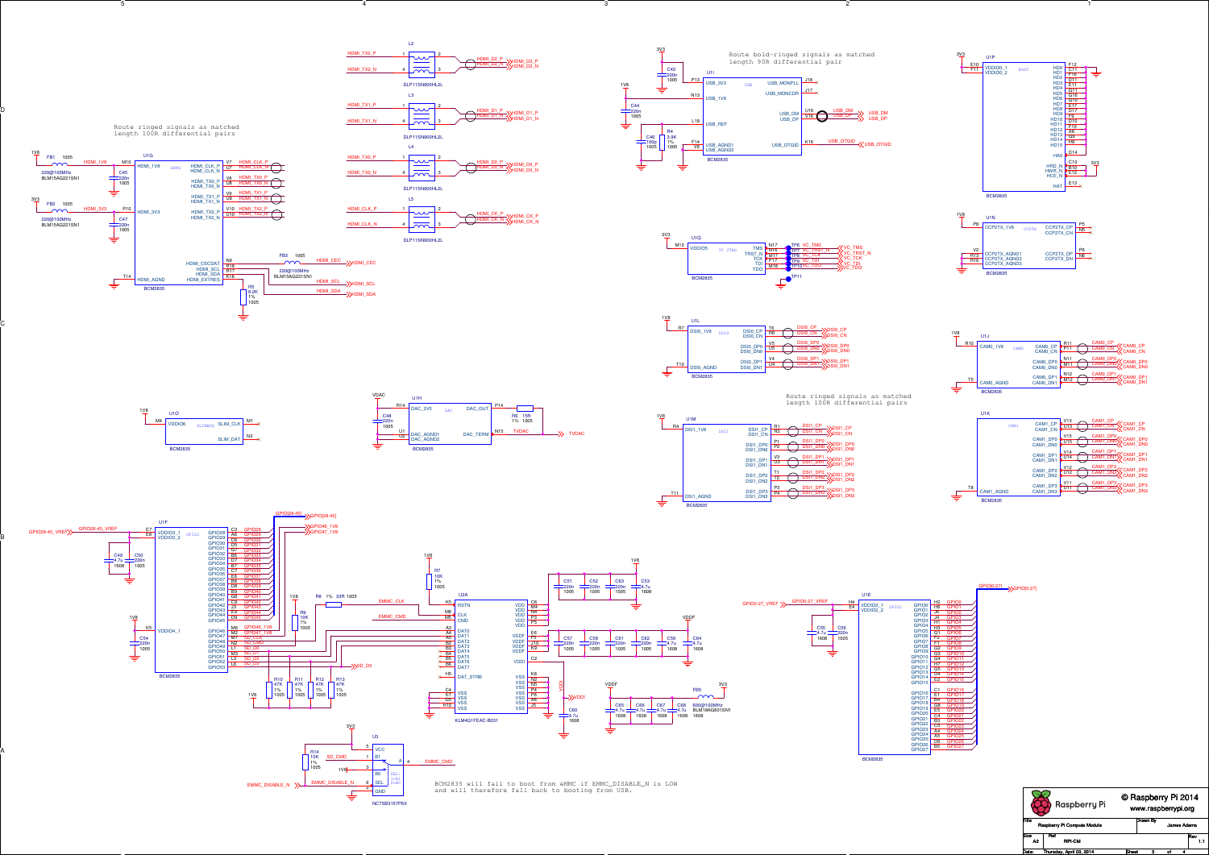Route ringed signals as matched length 100R differential pairs

Route bold-ringed signals as matched length 90R differential pair

Route ringed signals as matched length 100R differential pairs

BCM2835 will fail to boot from eMMC if EMMC_DISABLE_N is LOW and will therefore fall back to booting from USB.

| | |
|---|---|
| © Raspberry Pi 2014 | www.raspberrypi.org |
| Title | Raspberry Pi Compute Module |
| Drawn By | James Adams |
| Size | A2 |
| Ref | RPI-CM |
| Rev | 1.1 |
| Date: | Thursday, April 03, 2014 |
| Sheet | 3 of 4 |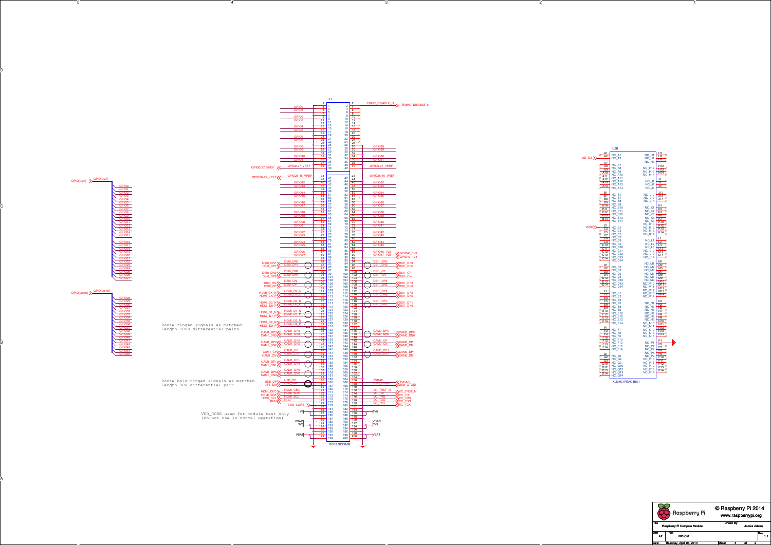J1

DDR2 SODIMM

| Signal | Pin | Pin | Signal |
|---|---|---|---|
| | 1 | 2 | EMMC_DISABLE_N |
| GPIO0 | 3 | 4 | |
| GPIO1 | 5 | 6 | |
| | 7 | 8 | |
| GPIO2 | 9 | 10 | |
| GPIO3 | 11 | 12 | |
| | 13 | 14 | |
| GPIO4 | 15 | 16 | |
| GPIO5 | 17 | 18 | |
| | 19 | 20 | |
| GPIO6 | 21 | 22 | |
| GPIO7 | 23 | 24 | |
| | 25 | 26 | |
| GPIO8 | 27 | 28 | GPIO28 |
| GPIO9 | 29 | 30 | GPIO29 |
| | 31 | 32 | |
| GPIO10 | 33 | 34 | GPIO30 |
| GPIO11 | 35 | 36 | GPIO31 |
| | 37 | 38 | |
| GPIO0-27_VREF | 39 | 40 | GPIO0-27_VREF |
| GPIO28-45_VREF | 41 | 42 | GPIO28-45_VREF |
| | 43 | 44 | |
| GPIO12 | 45 | 46 | GPIO32 |
| GPIO13 | 47 | 48 | GPIO33 |
| | 49 | 50 | |
| GPIO14 | 51 | 52 | GPIO34 |
| GPIO15 | 53 | 54 | GPIO35 |
| | 55 | 56 | |
| GPIO16 | 57 | 58 | GPIO36 |
| GPIO17 | 59 | 60 | GPIO37 |
| | 61 | 62 | |
| GPIO18 | 63 | 64 | GPIO38 |
| GPIO19 | 65 | 66 | GPIO39 |
| | 67 | 68 | |
| GPIO20 | 69 | 70 | GPIO40 |
| GPIO21 | 71 | 72 | GPIO41 |
| | 73 | 74 | |
| GPIO22 | 75 | 76 | GPIO42 |
| GPIO23 | 77 | 78 | GPIO43 |
| | 79 | 80 | |
| GPIO24 | 81 | 82 | GPIO44 |
| GPIO25 | 83 | 84 | GPIO45 |
| | 85 | 86 | |
| GPIO26 | 87 | 88 | GPIO46_1V8 |
| GPIO27 | 89 | 90 | GPIO47_1V8 |
| | 91 | 92 | |
| DSI0_DN1 | 93 | 94 | DSI1_DP0 |
| DSI0_DP1 | 95 | 96 | DSI1_DN0 |
| | 97 | 98 | |
| DSI0_DN0 | 99 | 100 | DSI1_CP |
| DSI0_DP0 | 101 | 102 | DSI1_CN |
| | 103 | 104 | |
| DSI0_CN | 105 | 106 | DSI1_DP3 |
| DSI0_CP | 107 | 108 | DSI1_DN3 |
| | 109 | 110 | |
| HDMI_CK_N | 111 | 112 | DSI1_DP2 |
| HDMI_CK_P | 113 | 114 | DSI1_DN2 |
| | 115 | 116 | |
| HDMI_D0_N | 117 | 118 | DSI1_DP1 |
| HDMI_D0_P | 119 | 120 | DSI1_DN1 |
| | 121 | 122 | |
| HDMI_D1_N | 123 | 124 | |
| HDMI_D1_P | 125 | 126 | |
| | 127 | 128 | |
| HDMI_D2_N | 129 | 130 | |
| HDMI_D2_P | 131 | 132 | |
| | 133 | 134 | |
| CAM1_DP3 | 135 | 136 | CAM0_DP0 |
| CAM1_DN3 | 137 | 138 | CAM0_DN0 |
| | 139 | 140 | |
| CAM1_DP2 | 141 | 142 | CAM0_CP |
| CAM1_DN2 | 143 | 144 | CAM0_CN |
| | 145 | 146 | |
| CAM1_CP | 147 | 148 | CAM0_DP1 |
| CAM1_CN | 149 | 150 | CAM0_DN1 |
| | 151 | 152 | |
| CAM1_DP1 | 153 | 154 | |
| CAM1_DN1 | 155 | 156 | |
| | 157 | 158 | |
| CAM1_DP0 | 159 | 160 | |
| CAM1_DN0 | 161 | 162 | |
| | 163 | 164 | |
| USB_DP | 165 | 166 | TVDAC |
| USB_DM | 167 | 168 | USB_OTGID |
| | 169 | 170 | |
| HDMI_CEC | 171 | 172 | VC_TRST_N |
| HDMI_SDA | 173 | 174 | VC_TDI |
| HDMI_SCL | 175 | 176 | VC_TMS |
| RUN | 177 | 178 | VC_TDO |
| VDD_CORE | 179 | 180 | VC_TCK |
| | 181 | 182 | |
| 1V8 | 183 | 184 | 1V8 |
| | 185 | 186 | |
| | 187 | 188 | |
| VDAC | 189 | 190 | VDAC |
| 3V3 | 191 | 192 | 3V3 |
| | 193 | 194 | |
| | 195 | 196 | |
| VBAT | 197 | 198 | VBAT |
| | 199 | 200 | |

GPIO[0:27]: GPIO0, GPIO1, GPIO2, GPIO3, GPIO4, GPIO5, GPIO6, GPIO7, GPIO8, GPIO9, GPIO10, GPIO11, GPIO12, GPIO13, GPIO14, GPIO15, GPIO16, GPIO17, GPIO18, GPIO19, GPIO20, GPIO21, GPIO22, GPIO23, GPIO24, GPIO25, GPIO26, GPIO27

GPIO[28:45]: GPIO28, GPIO29, GPIO30, GPIO31, GPIO32, GPIO33, GPIO34, GPIO35, GPIO36, GPIO37, GPIO38, GPIO39, GPIO40, GPIO41, GPIO42, GPIO43, GPIO44, GPIO45

Route ringed signals as matched length 100R differential pairs

Route bold-ringed signals as matched length 90R differential pair

VDD_CORE used for module test only (do not use in normal operation)

U2B

KLM4G1FEAC-B031

SD_D3 — A2; VDDI — C2

NC_A1, NC_A2, NC_A7, NC_A8, NC_A9, NC_A10, NC_A11, NC_A12, NC_A13, NC_A14, NC_B1, NC_B7, NC_B8, NC_B9, NC_B10, NC_B11, NC_B12, NC_B13, NC_B14, NC_C1, NC_C3, NC_C5, NC_C7, NC_C8, NC_C9, NC_C10, NC_C11, NC_C12, NC_C13, NC_C14, NC_D1, NC_D2, NC_D3, NC_D4, NC_D12, NC_D13, NC_D14, NC_E1, NC_E2, NC_E3, NC_E5, NC_E8, NC_E9, NC_E10, NC_E12, NC_E13, NC_E14, NC_F1, NC_F2, NC_F3, NC_F10, NC_F12, NC_F13, NC_F14, NC_G1, NC_G2, NC_G3, NC_G10, NC_G12, NC_G13, NC_G14

NC_H1, NC_H2, NC_H3, NC_H12, NC_H13, NC_H14, NC_J1, NC_J2, NC_J3, NC_J12, NC_J13, NC_J14, NC_K1, NC_K2, NC_K3, NC_K6, NC_K7, NC_K10, NC_K12, NC_K13, NC_K14, NC_L1, NC_L2, NC_L3, NC_L12, NC_L13, NC_L14, NC_M1, NC_M2, NC_M3, NC_M5, NC_M6, NC_M7, NC_M8, NC_M9, NC_M10, NC_M11, NC_M12, NC_M13, NC_M14, NC_N1, NC_N2, NC_N3, NC_N5, NC_N6, NC_N7, NC_N8, NC_N9, NC_N10, NC_N11, NC_N12, NC_N13, NC_N14, NC_P1, NC_P2, NC_P3, NC_P5, NC_P6, NC_P7, NC_P10, NC_P11, NC_P12, NC_P13, NC_P14

© Raspberry Pi 2014
www.raspberrypi.org

| | |
|---|---|
| Title | Raspberry Pi Compute Module |
| Drawn By | James Adams |
| Size | A2 |
| Ref | RPI-CM |
| Rev | 1.1 |
| Date | Thursday, April 03, 2014 |
| Sheet | 4 of 4 |